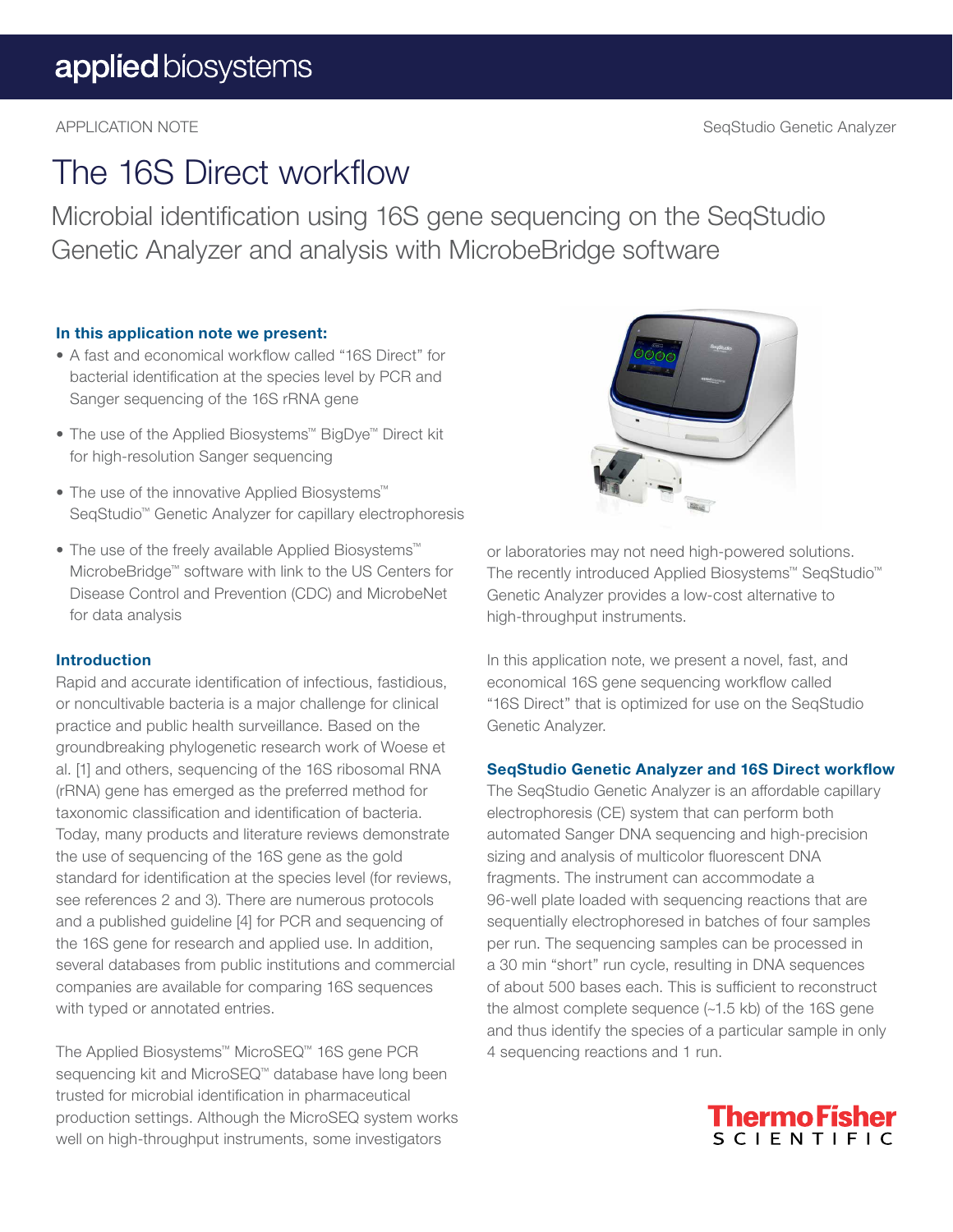APPLICATION NOTE

SeqStudio Genetic Analyzer

# The 16S Direct workflow

## Microbial identification using 16S gene sequencing on the SeqStudio Genetic Analyzer and analysis with MicrobeBridge software

### In this application note we present:

- A fast and economical workflow called "16S Direct" for bacterial identification at the species level by PCR and Sanger sequencing of the 16S rRNA gene
- The use of the Applied Biosystems™ BigDye™ Direct kit for high-resolution Sanger sequencing
- The use of the innovative Applied Biosystems™ SeqStudio™ Genetic Analyzer for capillary electrophoresis
- The use of the freely available Applied Biosystems™ MicrobeBridge™ software with link to the US Centers for Disease Control and Prevention (CDC) and MicrobeNet for data analysis

### Introduction

Rapid and accurate identification of infectious, fastidious, or noncultivable bacteria is a major challenge for clinical practice and public health surveillance. Based on the groundbreaking phylogenetic research work of Woese et al. [1] and others, sequencing of the 16S ribosomal RNA (rRNA) gene has emerged as the preferred method for taxonomic classification and identification of bacteria. Today, many products and literature reviews demonstrate the use of sequencing of the 16S gene as the gold standard for identification at the species level (for reviews, see references 2 and 3). There are numerous protocols and a published guideline [4] for PCR and sequencing of the 16S gene for research and applied use. In addition, several databases from public institutions and commercial companies are available for comparing 16S sequences with typed or annotated entries.

The Applied Biosystems™ MicroSEQ™ 16S gene PCR sequencing kit and MicroSEQ™ database have long been trusted for microbial identification in pharmaceutical production settings. Although the MicroSEQ system works well on high-throughput instruments, some investigators or laboratories may not need high-powered solutions. The recently introduced Applied Biosystems™ SeqStudio™ Genetic Analyzer provides a low-cost alternative to high-throughput instruments.

In this application note, we present a novel, fast, and economical 16S gene sequencing workflow called "16S Direct" that is optimized for use on the SeqStudio Genetic Analyzer.

### SeqStudio Genetic Analyzer and 16S Direct workflow

The SeqStudio Genetic Analyzer is an affordable capillary electrophoresis (CE) system that can perform both automated Sanger DNA sequencing and high-precision sizing and analysis of multicolor fluorescent DNA fragments. The instrument can accommodate a 96-well plate loaded with sequencing reactions that are sequentially electrophoresed in batches of four samples per run. The sequencing samples can be processed in a 30 min "short" run cycle, resulting in DNA sequences of about 500 bases each. This is sufficient to reconstruct the almost complete sequence (~1.5 kb) of the 16S gene and thus identify the species of a particular sample in only 4 sequencing reactions and 1 run.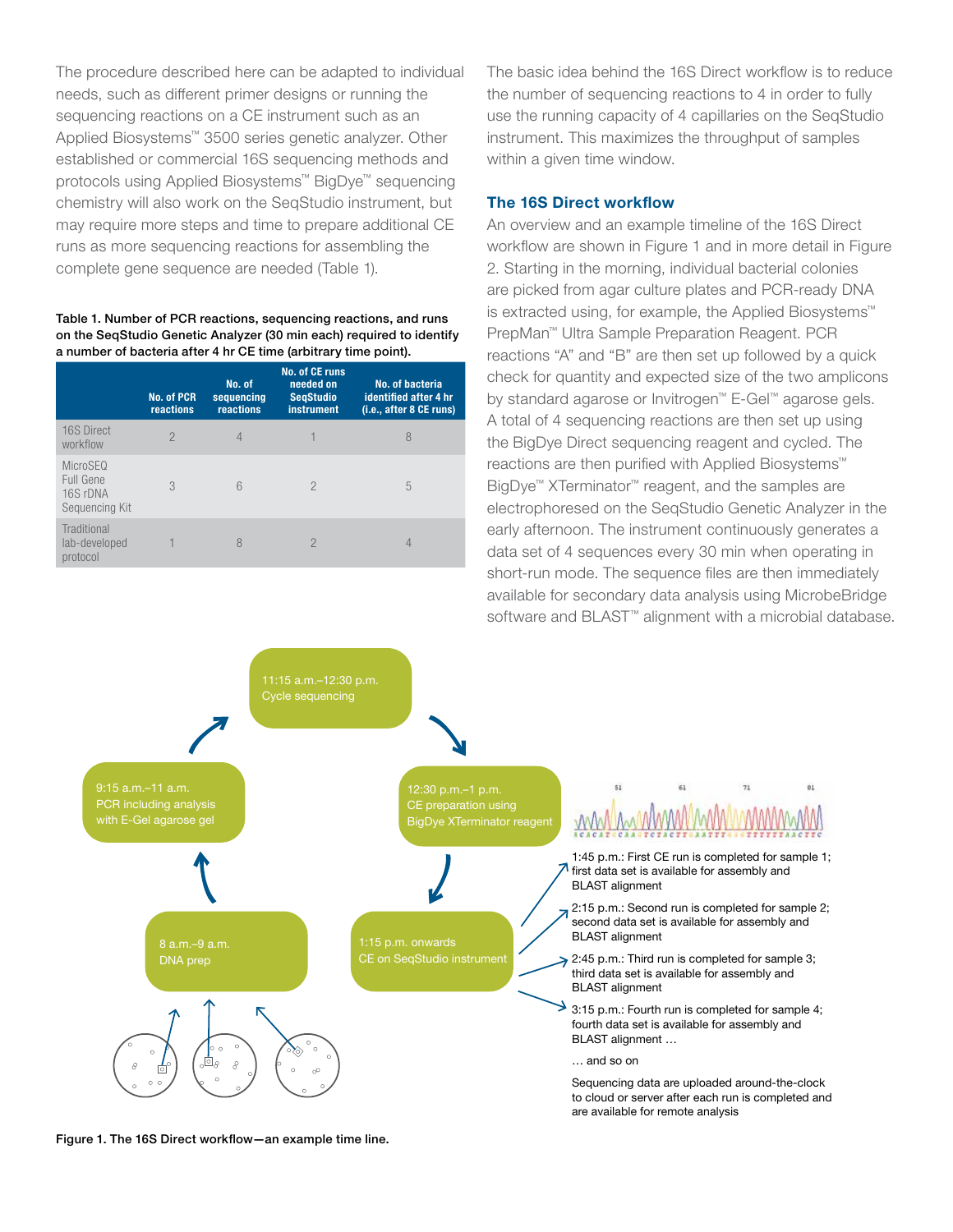The procedure described here can be adapted to individual needs, such as different primer designs or running the sequencing reactions on a CE instrument such as an Applied Biosystems™ 3500 series genetic analyzer. Other established or commercial 16S sequencing methods and protocols using Applied Biosystems™ BigDye™ sequencing chemistry will also work on the SeqStudio instrument, but may require more steps and time to prepare additional CE runs as more sequencing reactions for assembling the complete gene sequence are needed (Table 1).

**Table 1. Number of PCR reactions, sequencing reactions, and runs on the SeqStudio Genetic Analyzer (30 min each) required to identify a number of bacteria after 4 hr CE time (arbitrary time point).**

| | No. of PCR reactions | No. of sequencing reactions | No. of CE runs needed on SeqStudio instrument | No. of bacteria identified after 4 hr (i.e., after 8 CE runs) |
|---|---|---|---|---|
| 16S Direct workflow | 2 | 4 | 1 | 8 |
| MicroSEQ Full Gene 16S rDNA Sequencing Kit | 3 | 6 | 2 | 5 |
| Traditional lab-developed protocol | 1 | 8 | 2 | 4 |

The basic idea behind the 16S Direct workflow is to reduce the number of sequencing reactions to 4 in order to fully use the running capacity of 4 capillaries on the SeqStudio instrument. This maximizes the throughput of samples within a given time window.

## The 16S Direct workflow

An overview and an example timeline of the 16S Direct workflow are shown in Figure 1 and in more detail in Figure 2. Starting in the morning, individual bacterial colonies are picked from agar culture plates and PCR-ready DNA is extracted using, for example, the Applied Biosystems™ PrepMan™ Ultra Sample Preparation Reagent. PCR reactions "A" and "B" are then set up followed by a quick check for quantity and expected size of the two amplicons by standard agarose or Invitrogen™ E-Gel™ agarose gels. A total of 4 sequencing reactions are then set up using the BigDye Direct sequencing reagent and cycled. The reactions are then purified with Applied Biosystems™ BigDye™ XTerminator™ reagent, and the samples are electrophoresed on the SeqStudio Genetic Analyzer in the early afternoon. The instrument continuously generates a data set of 4 sequences every 30 min when operating in short-run mode. The sequence files are then immediately available for secondary data analysis using MicrobeBridge software and BLAST™ alignment with a microbial database.

8 a.m.–9 a.m.
DNA prep

9:15 a.m.–11 a.m.
PCR including analysis with E-Gel agarose gel

11:15 a.m.–12:30 p.m.
Cycle sequencing

12:30 p.m.–1 p.m.
CE preparation using BigDye XTerminator reagent

1:15 p.m. onwards
CE on SeqStudio instrument

1:45 p.m.: First CE run is completed for sample 1; first data set is available for assembly and BLAST alignment

2:15 p.m.: Second run is completed for sample 2; second data set is available for assembly and BLAST alignment

2:45 p.m.: Third run is completed for sample 3; third data set is available for assembly and BLAST alignment

3:15 p.m.: Fourth run is completed for sample 4; fourth data set is available for assembly and BLAST alignment …

… and so on

Sequencing data are uploaded around-the-clock to cloud or server after each run is completed and are available for remote analysis

**Figure 1. The 16S Direct workflow—an example time line.**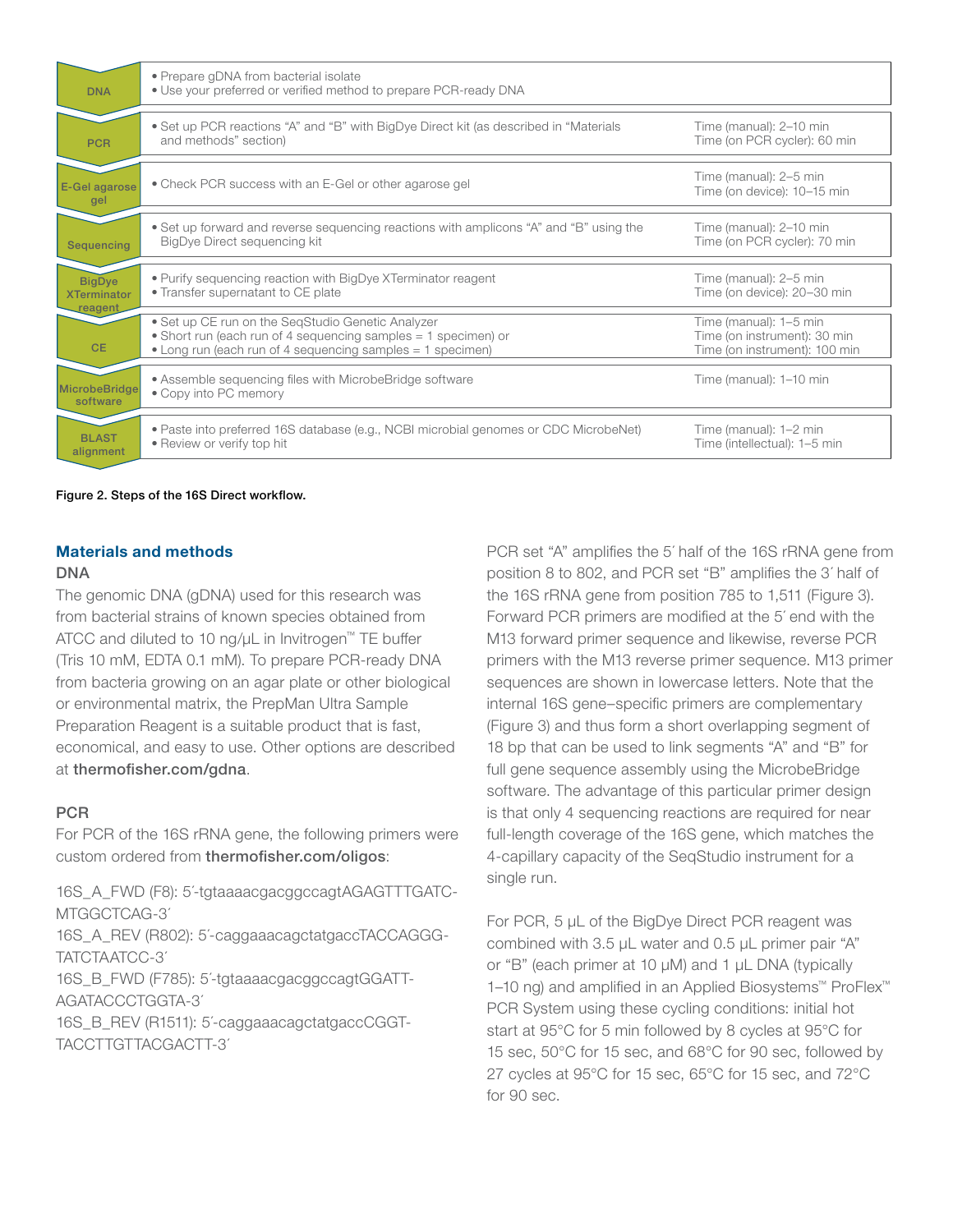| Step | Description | Time |
|---|---|---|
| DNA | • Prepare gDNA from bacterial isolate<br>• Use your preferred or verified method to prepare PCR-ready DNA | |
| PCR | • Set up PCR reactions "A" and "B" with BigDye Direct kit (as described in "Materials and methods" section) | Time (manual): 2–10 min<br>Time (on PCR cycler): 60 min |
| E-Gel agarose gel | • Check PCR success with an E-Gel or other agarose gel | Time (manual): 2–5 min<br>Time (on device): 10–15 min |
| Sequencing | • Set up forward and reverse sequencing reactions with amplicons "A" and "B" using the BigDye Direct sequencing kit | Time (manual): 2–10 min<br>Time (on PCR cycler): 70 min |
| BigDye XTerminator reagent | • Purify sequencing reaction with BigDye XTerminator reagent<br>• Transfer supernatant to CE plate | Time (manual): 2–5 min<br>Time (on device): 20–30 min |
| CE | • Set up CE run on the SeqStudio Genetic Analyzer<br>• Short run (each run of 4 sequencing samples = 1 specimen) or<br>• Long run (each run of 4 sequencing samples = 1 specimen) | Time (manual): 1–5 min<br>Time (on instrument): 30 min<br>Time (on instrument): 100 min |
| MicrobeBridge software | • Assemble sequencing files with MicrobeBridge software<br>• Copy into PC memory | Time (manual): 1–10 min |
| BLAST alignment | • Paste into preferred 16S database (e.g., NCBI microbial genomes or CDC MicrobeNet)<br>• Review or verify top hit | Time (manual): 1–2 min<br>Time (intellectual): 1–5 min |

**Figure 2. Steps of the 16S Direct workflow.**

## Materials and methods

### DNA

The genomic DNA (gDNA) used for this research was from bacterial strains of known species obtained from ATCC and diluted to 10 ng/µL in Invitrogen™ TE buffer (Tris 10 mM, EDTA 0.1 mM). To prepare PCR-ready DNA from bacteria growing on an agar plate or other biological or environmental matrix, the PrepMan Ultra Sample Preparation Reagent is a suitable product that is fast, economical, and easy to use. Other options are described at **thermofisher.com/gdna**.

### PCR

For PCR of the 16S rRNA gene, the following primers were custom ordered from **thermofisher.com/oligos**:

16S_A_FWD (F8): 5′-tgtaaaacgacggccagtAGAGTTTGATCMTGGCTCAG-3′
16S_A_REV (R802): 5′-caggaaacagctatgaccTACCAGGGTATCTAATCC-3′
16S_B_FWD (F785): 5′-tgtaaaacgacggccagtGGATTAGATACCCTGGTA-3′
16S_B_REV (R1511): 5′-caggaaacagctatgaccCGGTTACCTTGTTACGACTT-3′

PCR set "A" amplifies the 5′ half of the 16S rRNA gene from position 8 to 802, and PCR set "B" amplifies the 3′ half of the 16S rRNA gene from position 785 to 1,511 (Figure 3). Forward PCR primers are modified at the 5′ end with the M13 forward primer sequence and likewise, reverse PCR primers with the M13 reverse primer sequence. M13 primer sequences are shown in lowercase letters. Note that the internal 16S gene–specific primers are complementary (Figure 3) and thus form a short overlapping segment of 18 bp that can be used to link segments "A" and "B" for full gene sequence assembly using the MicrobeBridge software. The advantage of this particular primer design is that only 4 sequencing reactions are required for near full-length coverage of the 16S gene, which matches the 4-capillary capacity of the SeqStudio instrument for a single run.

For PCR, 5 µL of the BigDye Direct PCR reagent was combined with 3.5 µL water and 0.5 µL primer pair "A" or "B" (each primer at 10 µM) and 1 µL DNA (typically 1–10 ng) and amplified in an Applied Biosystems™ ProFlex™ PCR System using these cycling conditions: initial hot start at 95°C for 5 min followed by 8 cycles at 95°C for 15 sec, 50°C for 15 sec, and 68°C for 90 sec, followed by 27 cycles at 95°C for 15 sec, 65°C for 15 sec, and 72°C for 90 sec.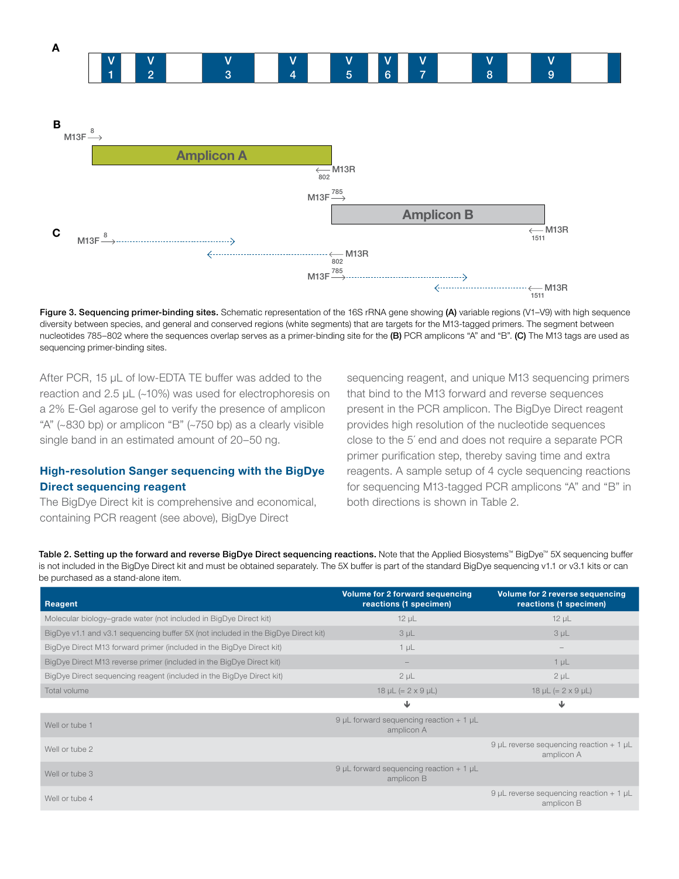A

| | V 1 | | V 2 | | V 3 | | V 4 | | V 5 | | V 6 | | V 7 | | V 8 | | V 9 | | |
|---|---|---|---|---|---|---|---|---|---|---|---|---|---|---|---|---|---|---|---|

B

M13F 8 → Amplicon A ← M13R 802

M13F 785 → Amplicon B ← M13R 1511

C

M13F 8 →·········→

←········· ← M13R 802

M13F 785 →·········→

←········· ← M13R 1511

**Figure 3. Sequencing primer-binding sites.** Schematic representation of the 16S rRNA gene showing **(A)** variable regions (V1–V9) with high sequence diversity between species, and general and conserved regions (white segments) that are targets for the M13-tagged primers. The segment between nucleotides 785–802 where the sequences overlap serves as a primer-binding site for the **(B)** PCR amplicons "A" and "B". **(C)** The M13 tags are used as sequencing primer-binding sites.

After PCR, 15 µL of low-EDTA TE buffer was added to the reaction and 2.5 µL (~10%) was used for electrophoresis on a 2% E-Gel agarose gel to verify the presence of amplicon "A" (~830 bp) or amplicon "B" (~750 bp) as a clearly visible single band in an estimated amount of 20–50 ng.

## High-resolution Sanger sequencing with the BigDye Direct sequencing reagent

The BigDye Direct kit is comprehensive and economical, containing PCR reagent (see above), BigDye Direct sequencing reagent, and unique M13 sequencing primers that bind to the M13 forward and reverse sequences present in the PCR amplicon. The BigDye Direct reagent provides high resolution of the nucleotide sequences close to the 5′ end and does not require a separate PCR primer purification step, thereby saving time and extra reagents. A sample setup of 4 cycle sequencing reactions for sequencing M13-tagged PCR amplicons "A" and "B" in both directions is shown in Table 2.

**Table 2. Setting up the forward and reverse BigDye Direct sequencing reactions.** Note that the Applied Biosystems™ BigDye™ 5X sequencing buffer is not included in the BigDye Direct kit and must be obtained separately. The 5X buffer is part of the standard BigDye sequencing v1.1 or v3.1 kits or can be purchased as a stand-alone item.

| Reagent | Volume for 2 forward sequencing reactions (1 specimen) | Volume for 2 reverse sequencing reactions (1 specimen) |
|---|---|---|
| Molecular biology–grade water (not included in BigDye Direct kit) | 12 µL | 12 µL |
| BigDye v1.1 and v3.1 sequencing buffer 5X (not included in the BigDye Direct kit) | 3 µL | 3 µL |
| BigDye Direct M13 forward primer (included in the BigDye Direct kit) | 1 µL | – |
| BigDye Direct M13 reverse primer (included in the BigDye Direct kit) | – | 1 µL |
| BigDye Direct sequencing reagent (included in the BigDye Direct kit) | 2 µL | 2 µL |
| Total volume | 18 µL (= 2 x 9 µL) | 18 µL (= 2 x 9 µL) |
| | ↓ | ↓ |
| Well or tube 1 | 9 µL forward sequencing reaction + 1 µL amplicon A | |
| Well or tube 2 | | 9 µL reverse sequencing reaction + 1 µL amplicon A |
| Well or tube 3 | 9 µL forward sequencing reaction + 1 µL amplicon B | |
| Well or tube 4 | | 9 µL reverse sequencing reaction + 1 µL amplicon B |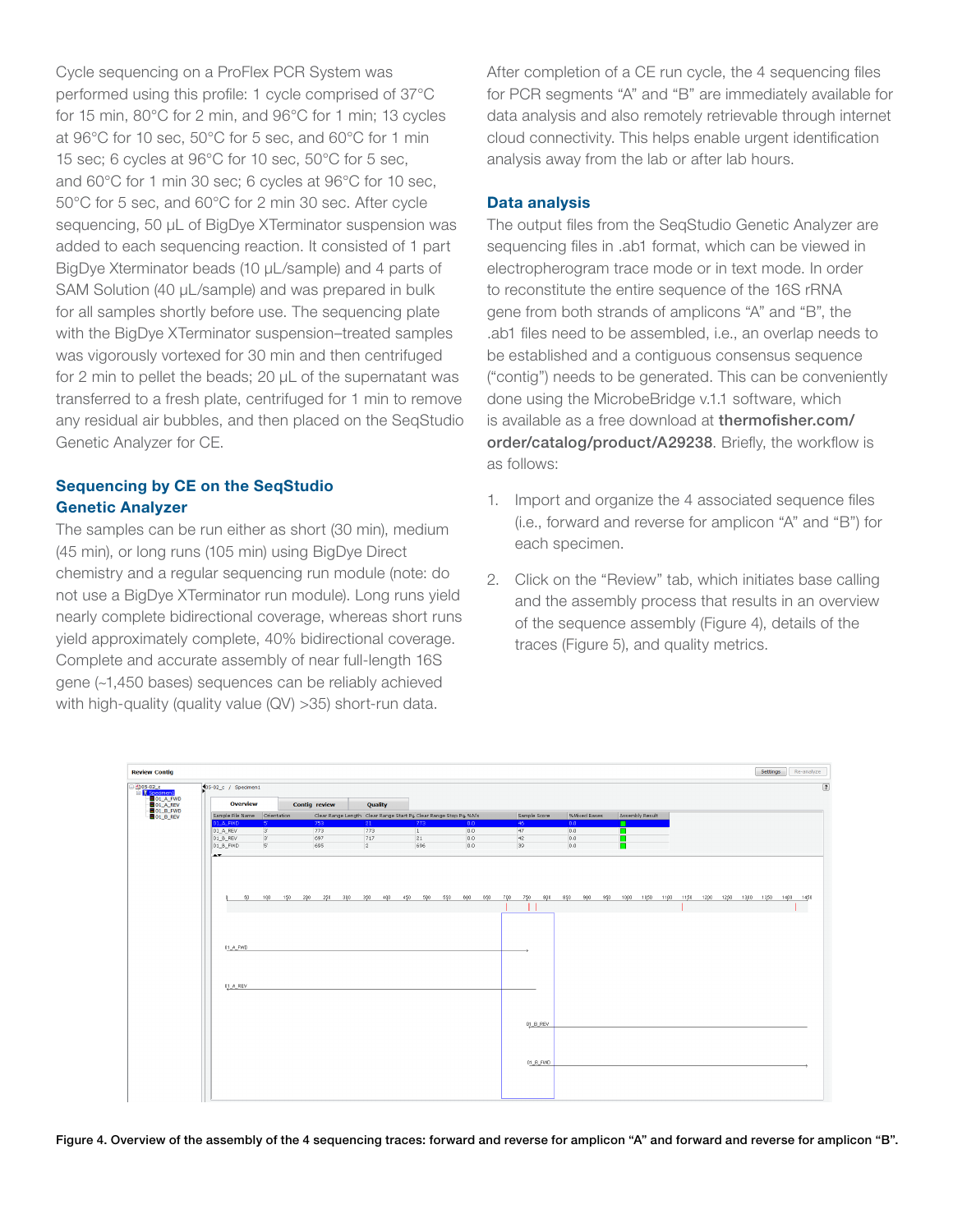Cycle sequencing on a ProFlex PCR System was performed using this profile: 1 cycle comprised of 37°C for 15 min, 80°C for 2 min, and 96°C for 1 min; 13 cycles at 96°C for 10 sec, 50°C for 5 sec, and 60°C for 1 min 15 sec; 6 cycles at 96°C for 10 sec, 50°C for 5 sec, and 60°C for 1 min 30 sec; 6 cycles at 96°C for 10 sec, 50°C for 5 sec, and 60°C for 2 min 30 sec. After cycle sequencing, 50 μL of BigDye XTerminator suspension was added to each sequencing reaction. It consisted of 1 part BigDye Xterminator beads (10 μL/sample) and 4 parts of SAM Solution (40 μL/sample) and was prepared in bulk for all samples shortly before use. The sequencing plate with the BigDye XTerminator suspension–treated samples was vigorously vortexed for 30 min and then centrifuged for 2 min to pellet the beads; 20 μL of the supernatant was transferred to a fresh plate, centrifuged for 1 min to remove any residual air bubbles, and then placed on the SeqStudio Genetic Analyzer for CE.

## Sequencing by CE on the SeqStudio Genetic Analyzer

The samples can be run either as short (30 min), medium (45 min), or long runs (105 min) using BigDye Direct chemistry and a regular sequencing run module (note: do not use a BigDye XTerminator run module). Long runs yield nearly complete bidirectional coverage, whereas short runs yield approximately complete, 40% bidirectional coverage. Complete and accurate assembly of near full-length 16S gene (~1,450 bases) sequences can be reliably achieved with high-quality (quality value (QV) >35) short-run data.

After completion of a CE run cycle, the 4 sequencing files for PCR segments "A" and "B" are immediately available for data analysis and also remotely retrievable through internet cloud connectivity. This helps enable urgent identification analysis away from the lab or after lab hours.

## Data analysis

The output files from the SeqStudio Genetic Analyzer are sequencing files in .ab1 format, which can be viewed in electropherogram trace mode or in text mode. In order to reconstitute the entire sequence of the 16S rRNA gene from both strands of amplicons "A" and "B", the .ab1 files need to be assembled, i.e., an overlap needs to be established and a contiguous consensus sequence ("contig") needs to be generated. This can be conveniently done using the MicrobeBridge v.1.1 software, which is available as a free download at **thermofisher.com/order/catalog/product/A29238**. Briefly, the workflow is as follows:

1. Import and organize the 4 associated sequence files (i.e., forward and reverse for amplicon "A" and "B") for each specimen.
2. Click on the "Review" tab, which initiates base calling and the assembly process that results in an overview of the sequence assembly (Figure 4), details of the traces (Figure 5), and quality metrics.

**Figure 4. Overview of the assembly of the 4 sequencing traces: forward and reverse for amplicon "A" and forward and reverse for amplicon "B".**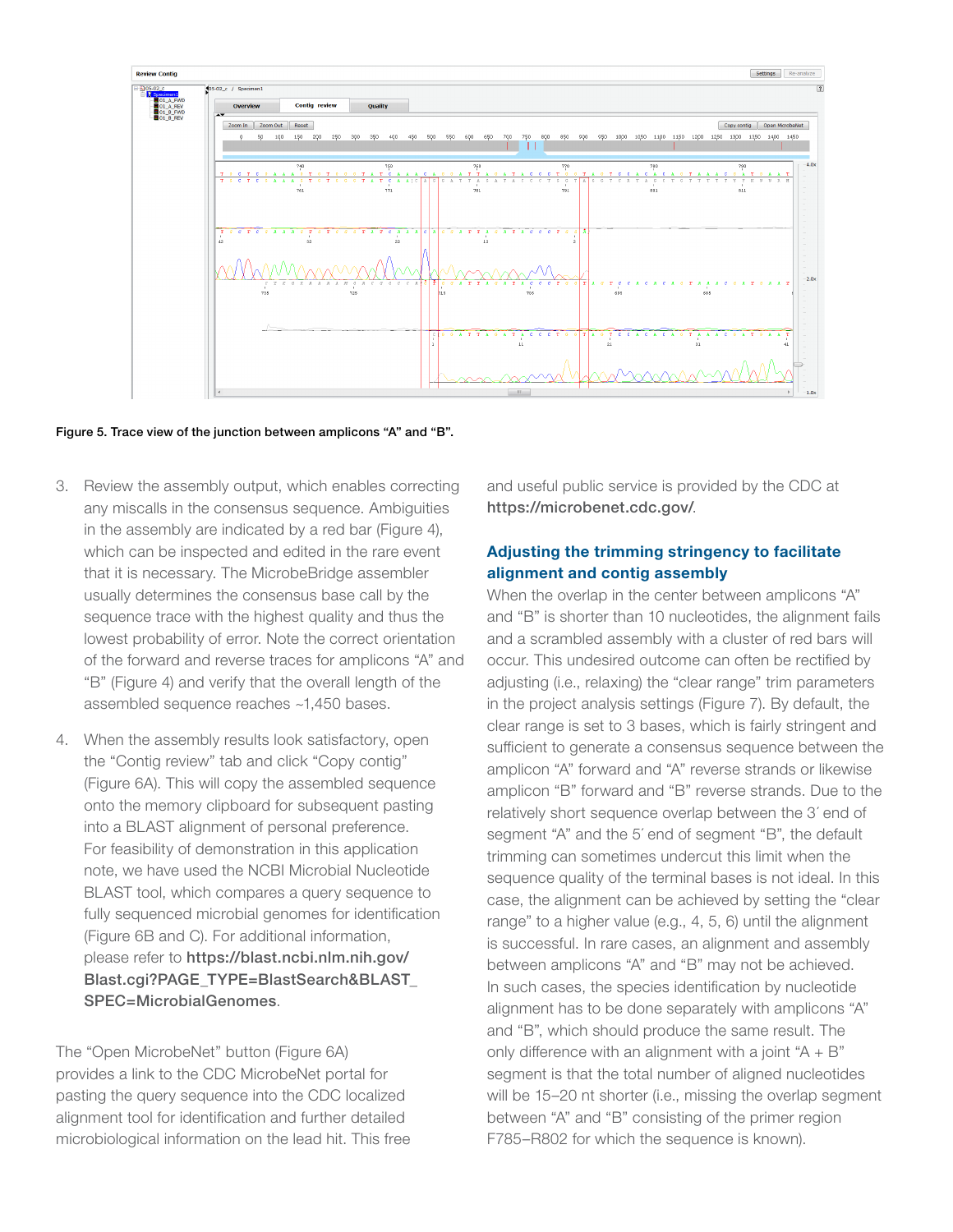Figure 5. Trace view of the junction between amplicons "A" and "B".

3. Review the assembly output, which enables correcting any miscalls in the consensus sequence. Ambiguities in the assembly are indicated by a red bar (Figure 4), which can be inspected and edited in the rare event that it is necessary. The MicrobeBridge assembler usually determines the consensus base call by the sequence trace with the highest quality and thus the lowest probability of error. Note the correct orientation of the forward and reverse traces for amplicons "A" and "B" (Figure 4) and verify that the overall length of the assembled sequence reaches ~1,450 bases.

4. When the assembly results look satisfactory, open the "Contig review" tab and click "Copy contig" (Figure 6A). This will copy the assembled sequence onto the memory clipboard for subsequent pasting into a BLAST alignment of personal preference. For feasibility of demonstration in this application note, we have used the NCBI Microbial Nucleotide BLAST tool, which compares a query sequence to fully sequenced microbial genomes for identification (Figure 6B and C). For additional information, please refer to **https://blast.ncbi.nlm.nih.gov/Blast.cgi?PAGE_TYPE=BlastSearch&BLAST_SPEC=MicrobialGenomes**.

The "Open MicrobeNet" button (Figure 6A) provides a link to the CDC MicrobeNet portal for pasting the query sequence into the CDC localized alignment tool for identification and further detailed microbiological information on the lead hit. This free and useful public service is provided by the CDC at **https://microbenet.cdc.gov/**.

## Adjusting the trimming stringency to facilitate alignment and contig assembly

When the overlap in the center between amplicons "A" and "B" is shorter than 10 nucleotides, the alignment fails and a scrambled assembly with a cluster of red bars will occur. This undesired outcome can often be rectified by adjusting (i.e., relaxing) the "clear range" trim parameters in the project analysis settings (Figure 7). By default, the clear range is set to 3 bases, which is fairly stringent and sufficient to generate a consensus sequence between the amplicon "A" forward and "A" reverse strands or likewise amplicon "B" forward and "B" reverse strands. Due to the relatively short sequence overlap between the 3′ end of segment "A" and the 5′ end of segment "B", the default trimming can sometimes undercut this limit when the sequence quality of the terminal bases is not ideal. In this case, the alignment can be achieved by setting the "clear range" to a higher value (e.g., 4, 5, 6) until the alignment is successful. In rare cases, an alignment and assembly between amplicons "A" and "B" may not be achieved. In such cases, the species identification by nucleotide alignment has to be done separately with amplicons "A" and "B", which should produce the same result. The only difference with an alignment with a joint "A + B" segment is that the total number of aligned nucleotides will be 15–20 nt shorter (i.e., missing the overlap segment between "A" and "B" consisting of the primer region F785–R802 for which the sequence is known).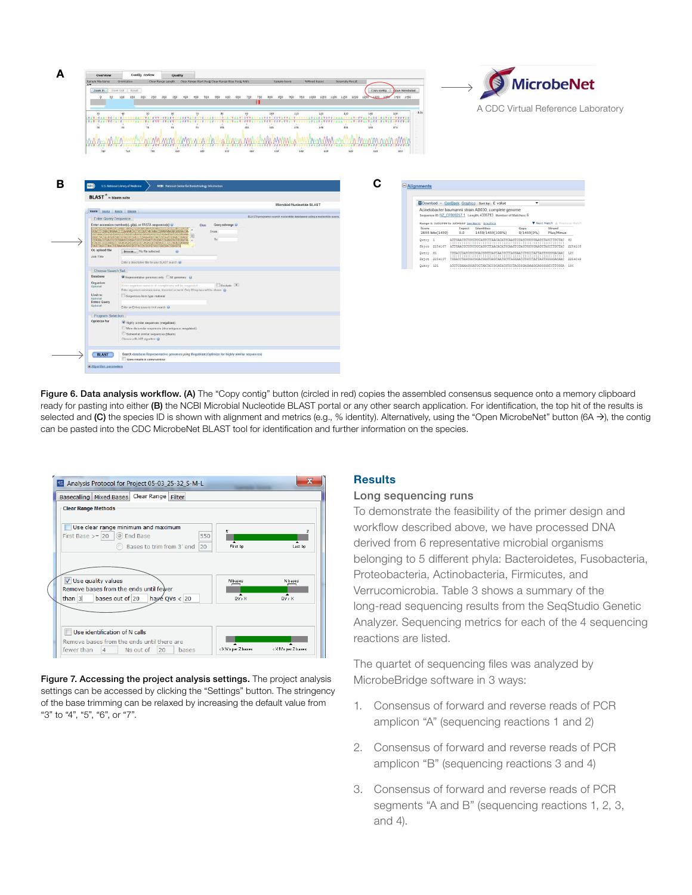**Figure 6. Data analysis workflow. (A)** The "Copy contig" button (circled in red) copies the assembled consensus sequence onto a memory clipboard ready for pasting into either **(B)** the NCBI Microbial Nucleotide BLAST portal or any other search application. For identification, the top hit of the results is selected and **(C)** the species ID is shown with alignment and metrics (e.g., % identity). Alternatively, using the "Open MicrobeNet" button (6A →), the contig can be pasted into the CDC MicrobeNet BLAST tool for identification and further information on the species.

**Figure 7. Accessing the project analysis settings.** The project analysis settings can be accessed by clicking the "Settings" button. The stringency of the base trimming can be relaxed by increasing the default value from "3" to "4", "5", "6", or "7".

## Results

### Long sequencing runs

To demonstrate the feasibility of the primer design and workflow described above, we have processed DNA derived from 6 representative microbial organisms belonging to 5 different phyla: Bacteroidetes, Fusobacteria, Proteobacteria, Actinobacteria, Firmicutes, and Verrucomicrobia. Table 3 shows a summary of the long-read sequencing results from the SeqStudio Genetic Analyzer. Sequencing metrics for each of the 4 sequencing reactions are listed.

The quartet of sequencing files was analyzed by MicrobeBridge software in 3 ways:

1. Consensus of forward and reverse reads of PCR amplicon "A" (sequencing reactions 1 and 2)
2. Consensus of forward and reverse reads of PCR amplicon "B" (sequencing reactions 3 and 4)
3. Consensus of forward and reverse reads of PCR segments "A and B" (sequencing reactions 1, 2, 3, and 4).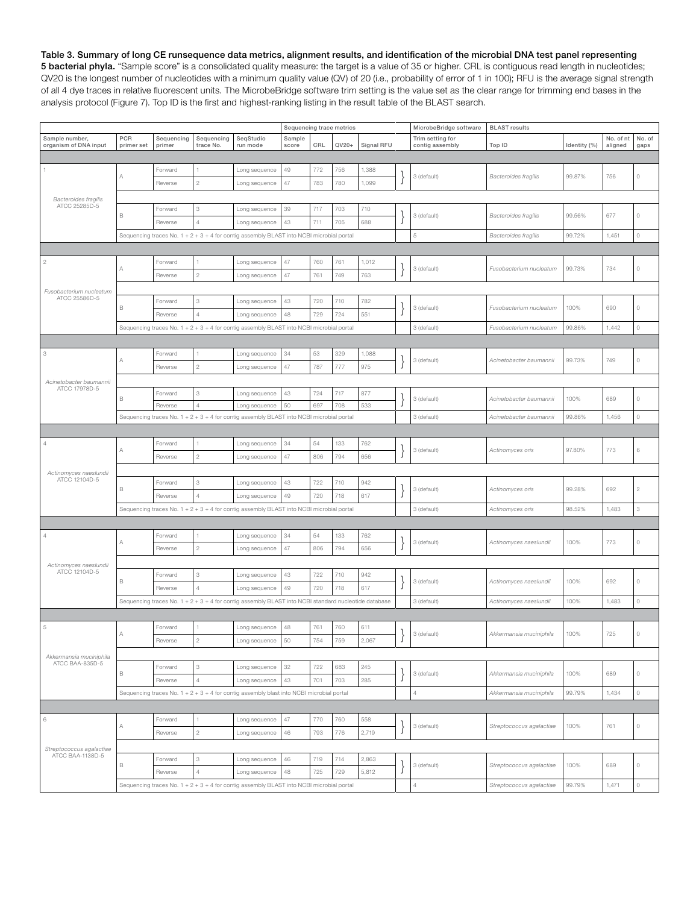**Table 3. Summary of long CE runsequence data metrics, alignment results, and identification of the microbial DNA test panel representing 5 bacterial phyla.** "Sample score" is a consolidated quality measure: the target is a value of 35 or higher. CRL is contiguous read length in nucleotides; QV20 is the longest number of nucleotides with a minimum quality value (QV) of 20 (i.e., probability of error of 1 in 100); RFU is the average signal strength of all 4 dye traces in relative fluorescent units. The MicrobeBridge software trim setting is the value set as the clear range for trimming end bases in the analysis protocol (Figure 7). Top ID is the first and highest-ranking listing in the result table of the BLAST search.

| | | | | | Sequencing trace metrics | | | | MicrobeBridge software | BLAST results | | | |
|---|---|---|---|---|---|---|---|---|---|---|---|---|---|
| Sample number, organism of DNA input | PCR primer set | Sequencing primer | Sequencing trace No. | SeqStudio run mode | Sample score | CRL | QV20+ | Signal RFU | Trim setting for contig assembly | Top ID | Identity (%) | No. of nt aligned | No. of gaps |
| 1 *Bacteroides fragilis* ATCC 25285D-5 | A | Forward | 1 | Long sequence | 49 | 772 | 756 | 1,388 | 3 (default) | *Bacteroides fragilis* | 99.87% | 756 | 0 |
| | | Reverse | 2 | Long sequence | 47 | 783 | 780 | 1,099 | | | | | |
| | B | Forward | 3 | Long sequence | 39 | 717 | 703 | 710 | 3 (default) | *Bacteroides fragilis* | 99.56% | 677 | 0 |
| | | Reverse | 4 | Long sequence | 43 | 711 | 705 | 688 | | | | | |
| | Sequencing traces No. 1 + 2 + 3 + 4 for contig assembly BLAST into NCBI microbial portal | | | | | | | | 5 | *Bacteroides fragilis* | 99.72% | 1,451 | 0 |
| 2 *Fusobacterium nucleatum* ATCC 25586D-5 | A | Forward | 1 | Long sequence | 47 | 760 | 761 | 1,012 | 3 (default) | *Fusobacterium nucleatum* | 99.73% | 734 | 0 |
| | | Reverse | 2 | Long sequence | 47 | 761 | 749 | 763 | | | | | |
| | B | Forward | 3 | Long sequence | 43 | 720 | 710 | 782 | 3 (default) | *Fusobacterium nucleatum* | 100% | 690 | 0 |
| | | Reverse | 4 | Long sequence | 48 | 729 | 724 | 551 | | | | | |
| | Sequencing traces No. 1 + 2 + 3 + 4 for contig assembly BLAST into NCBI microbial portal | | | | | | | | 3 (default) | *Fusobacterium nucleatum* | 99.86% | 1,442 | 0 |
| 3 *Acinetobacter baumannii* ATCC 17978D-5 | A | Forward | 1 | Long sequence | 34 | 53 | 329 | 1,088 | 3 (default) | *Acinetobacter baumannii* | 99.73% | 749 | 0 |
| | | Reverse | 2 | Long sequence | 47 | 787 | 777 | 975 | | | | | |
| | B | Forward | 3 | Long sequence | 43 | 724 | 717 | 877 | 3 (default) | *Acinetobacter baumannii* | 100% | 689 | 0 |
| | | Reverse | 4 | Long sequence | 50 | 697 | 708 | 533 | | | | | |
| | Sequencing traces No. 1 + 2 + 3 + 4 for contig assembly BLAST into NCBI microbial portal | | | | | | | | 3 (default) | *Acinetobacter baumannii* | 99.86% | 1,456 | 0 |
| 4 *Actinomyces naeslundii* ATCC 12104D-5 | A | Forward | 1 | Long sequence | 34 | 54 | 133 | 762 | 3 (default) | *Actinomyces oris* | 97.80% | 773 | 6 |
| | | Reverse | 2 | Long sequence | 47 | 806 | 794 | 656 | | | | | |
| | B | Forward | 3 | Long sequence | 43 | 722 | 710 | 942 | 3 (default) | *Actinomyces oris* | 99.28% | 692 | 2 |
| | | Reverse | 4 | Long sequence | 49 | 720 | 718 | 617 | | | | | |
| | Sequencing traces No. 1 + 2 + 3 + 4 for contig assembly BLAST into NCBI microbial portal | | | | | | | | 3 (default) | *Actinomyces oris* | 98.52% | 1,483 | 3 |
| 4 *Actinomyces naeslundii* ATCC 12104D-5 | A | Forward | 1 | Long sequence | 34 | 54 | 133 | 762 | 3 (default) | *Actinomyces naeslundii* | 100% | 773 | 0 |
| | | Reverse | 2 | Long sequence | 47 | 806 | 794 | 656 | | | | | |
| | B | Forward | 3 | Long sequence | 43 | 722 | 710 | 942 | 3 (default) | *Actinomyces naeslundii* | 100% | 692 | 0 |
| | | Reverse | 4 | Long sequence | 49 | 720 | 718 | 617 | | | | | |
| | Sequencing traces No. 1 + 2 + 3 + 4 for contig assembly BLAST into NCBI standard nucleotide database | | | | | | | | 3 (default) | *Actinomyces naeslundii* | 100% | 1,483 | 0 |
| 5 *Akkermansia muciniphila* ATCC BAA-835D-5 | A | Forward | 1 | Long sequence | 48 | 761 | 760 | 611 | 3 (default) | *Akkermansia muciniphila* | 100% | 725 | 0 |
| | | Reverse | 2 | Long sequence | 50 | 754 | 759 | 2,067 | | | | | |
| | B | Forward | 3 | Long sequence | 32 | 722 | 683 | 245 | 3 (default) | *Akkermansia muciniphila* | 100% | 689 | 0 |
| | | Reverse | 4 | Long sequence | 43 | 701 | 703 | 285 | | | | | |
| | Sequencing traces No. 1 + 2 + 3 + 4 for contig assembly blast into NCBI microbial portal | | | | | | | | 4 | *Akkermansia muciniphila* | 99.79% | 1,434 | 0 |
| 6 *Streptococcus agalactiae* ATCC BAA-1138D-5 | A | Forward | 1 | Long sequence | 47 | 770 | 760 | 558 | 3 (default) | *Streptococcus agalactiae* | 100% | 761 | 0 |
| | | Reverse | 2 | Long sequence | 46 | 793 | 776 | 2,719 | | | | | |
| | B | Forward | 3 | Long sequence | 46 | 719 | 714 | 2,863 | 3 (default) | *Streptococcus agalactiae* | 100% | 689 | 0 |
| | | Reverse | 4 | Long sequence | 48 | 725 | 729 | 5,812 | | | | | |
| | Sequencing traces No. 1 + 2 + 3 + 4 for contig assembly BLAST into NCBI microbial portal | | | | | | | | 4 | *Streptococcus agalactiae* | 99.79% | 1,471 | 0 |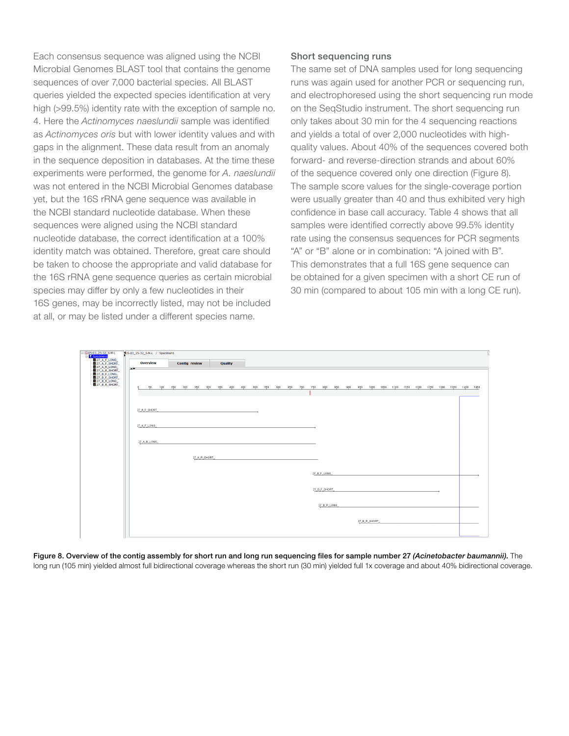Each consensus sequence was aligned using the NCBI Microbial Genomes BLAST tool that contains the genome sequences of over 7,000 bacterial species. All BLAST queries yielded the expected species identification at very high (>99.5%) identity rate with the exception of sample no. 4. Here the *Actinomyces naeslundii* sample was identified as *Actinomyces oris* but with lower identity values and with gaps in the alignment. These data result from an anomaly in the sequence deposition in databases. At the time these experiments were performed, the genome for *A. naeslundii* was not entered in the NCBI Microbial Genomes database yet, but the 16S rRNA gene sequence was available in the NCBI standard nucleotide database. When these sequences were aligned using the NCBI standard nucleotide database, the correct identification at a 100% identity match was obtained. Therefore, great care should be taken to choose the appropriate and valid database for the 16S rRNA gene sequence queries as certain microbial species may differ by only a few nucleotides in their 16S genes, may be incorrectly listed, may not be included at all, or may be listed under a different species name.

### Short sequencing runs

The same set of DNA samples used for long sequencing runs was again used for another PCR or sequencing run, and electrophoresed using the short sequencing run mode on the SeqStudio instrument. The short sequencing run only takes about 30 min for the 4 sequencing reactions and yields a total of over 2,000 nucleotides with high-quality values. About 40% of the sequences covered both forward- and reverse-direction strands and about 60% of the sequence covered only one direction (Figure 8). The sample score values for the single-coverage portion were usually greater than 40 and thus exhibited very high confidence in base call accuracy. Table 4 shows that all samples were identified correctly above 99.5% identity rate using the consensus sequences for PCR segments "A" or "B" alone or in combination: "A joined with B". This demonstrates that a full 16S gene sequence can be obtained for a given specimen with a short CE run of 30 min (compared to about 105 min with a long CE run).

**Figure 8. Overview of the contig assembly for short run and long run sequencing files for sample number 27 *(Acinetobacter baumannii)*.** The long run (105 min) yielded almost full bidirectional coverage whereas the short run (30 min) yielded full 1x coverage and about 40% bidirectional coverage.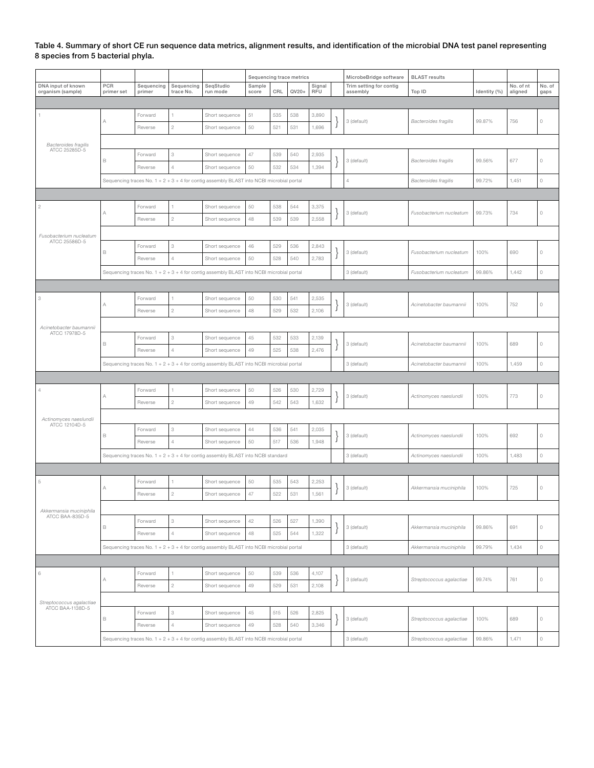**Table 4. Summary of short CE run sequence data metrics, alignment results, and identification of the microbial DNA test panel representing 8 species from 5 bacterial phyla.**

| DNA input of known organism (sample) | PCR primer set | Sequencing primer | Sequencing trace No. | SeqStudio run mode | Sequencing trace metrics: Sample score | CRL | QV20+ | Signal RFU | MicrobeBridge software: Trim setting for contig assembly | BLAST results: Top ID | Identity (%) | No. of nt aligned | No. of gaps |
|---|---|---|---|---|---|---|---|---|---|---|---|---|---|
| 1 *Bacteroides fragilis* ATCC 25285D-5 | A | Forward | 1 | Short sequence | 51 | 535 | 538 | 3,890 | 3 (default) | *Bacteroides fragilis* | 99.87% | 756 | 0 |
| | | Reverse | 2 | Short sequence | 50 | 521 | 531 | 1,696 | | | | | |
| | B | Forward | 3 | Short sequence | 47 | 539 | 540 | 2,935 | 3 (default) | *Bacteroides fragilis* | 99.56% | 677 | 0 |
| | | Reverse | 4 | Short sequence | 50 | 532 | 534 | 1,394 | | | | | |
| | Sequencing traces No. 1 + 2 + 3 + 4 for contig assembly BLAST into NCBI microbial portal | | | | | | | | 4 | *Bacteroides fragilis* | 99.72% | 1,451 | 0 |
| 2 *Fusobacterium nucleatum* ATCC 25586D-5 | A | Forward | 1 | Short sequence | 50 | 538 | 544 | 3,375 | 3 (default) | *Fusobacterium nucleatum* | 99.73% | 734 | 0 |
| | | Reverse | 2 | Short sequence | 48 | 539 | 539 | 2,558 | | | | | |
| | B | Forward | 3 | Short sequence | 46 | 529 | 536 | 2,843 | 3 (default) | *Fusobacterium nucleatum* | 100% | 690 | 0 |
| | | Reverse | 4 | Short sequence | 50 | 528 | 540 | 2,783 | | | | | |
| | Sequencing traces No. 1 + 2 + 3 + 4 for contig assembly BLAST into NCBI microbial portal | | | | | | | | 3 (default) | *Fusobacterium nucleatum* | 99.86% | 1,442 | 0 |
| 3 *Acinetobacter baumannii* ATCC 17978D-5 | A | Forward | 1 | Short sequence | 50 | 530 | 541 | 2,535 | 3 (default) | *Acinetobacter baumannii* | 100% | 752 | 0 |
| | | Reverse | 2 | Short sequence | 48 | 529 | 532 | 2,106 | | | | | |
| | B | Forward | 3 | Short sequence | 45 | 532 | 533 | 2,139 | 3 (default) | *Acinetobacter baumannii* | 100% | 689 | 0 |
| | | Reverse | 4 | Short sequence | 49 | 525 | 538 | 2,476 | | | | | |
| | Sequencing traces No. 1 + 2 + 3 + 4 for contig assembly BLAST into NCBI microbial portal | | | | | | | | 3 (default) | *Acinetobacter baumannii* | 100% | 1,459 | 0 |
| 4 *Actinomyces naeslundii* ATCC 12104D-5 | A | Forward | 1 | Short sequence | 50 | 526 | 530 | 2,729 | 3 (default) | *Actinomyces naeslundii* | 100% | 773 | 0 |
| | | Reverse | 2 | Short sequence | 49 | 542 | 543 | 1,632 | | | | | |
| | B | Forward | 3 | Short sequence | 44 | 536 | 541 | 2,035 | 3 (default) | *Actinomyces naeslundii* | 100% | 692 | 0 |
| | | Reverse | 4 | Short sequence | 50 | 517 | 536 | 1,948 | | | | | |
| | Sequencing traces No. 1 + 2 + 3 + 4 for contig assembly BLAST into NCBI standard | | | | | | | | 3 (default) | *Actinomyces naeslundii* | 100% | 1,483 | 0 |
| 5 *Akkermansia muciniphila* ATCC BAA-835D-5 | A | Forward | 1 | Short sequence | 50 | 535 | 543 | 2,253 | 3 (default) | *Akkermansia muciniphila* | 100% | 725 | 0 |
| | | Reverse | 2 | Short sequence | 47 | 522 | 531 | 1,561 | | | | | |
| | B | Forward | 3 | Short sequence | 42 | 526 | 527 | 1,390 | 3 (default) | *Akkermansia muciniphila* | 99.86% | 691 | 0 |
| | | Reverse | 4 | Short sequence | 48 | 525 | 544 | 1,322 | | | | | |
| | Sequencing traces No. 1 + 2 + 3 + 4 for contig assembly BLAST into NCBI microbial portal | | | | | | | | 3 (default) | *Akkermansia muciniphila* | 99.79% | 1,434 | 0 |
| 6 *Streptococcus agalactiae* ATCC BAA-1138D-5 | A | Forward | 1 | Short sequence | 50 | 539 | 536 | 4,107 | 3 (default) | *Streptococcus agalactiae* | 99.74% | 761 | 0 |
| | | Reverse | 2 | Short sequence | 49 | 529 | 531 | 2,108 | | | | | |
| | B | Forward | 3 | Short sequence | 45 | 515 | 526 | 2,825 | 3 (default) | *Streptococcus agalactiae* | 100% | 689 | 0 |
| | | Reverse | 4 | Short sequence | 49 | 528 | 540 | 3,346 | | | | | |
| | Sequencing traces No. 1 + 2 + 3 + 4 for contig assembly BLAST into NCBI microbial portal | | | | | | | | 3 (default) | *Streptococcus agalactiae* | 99.86% | 1,471 | 0 |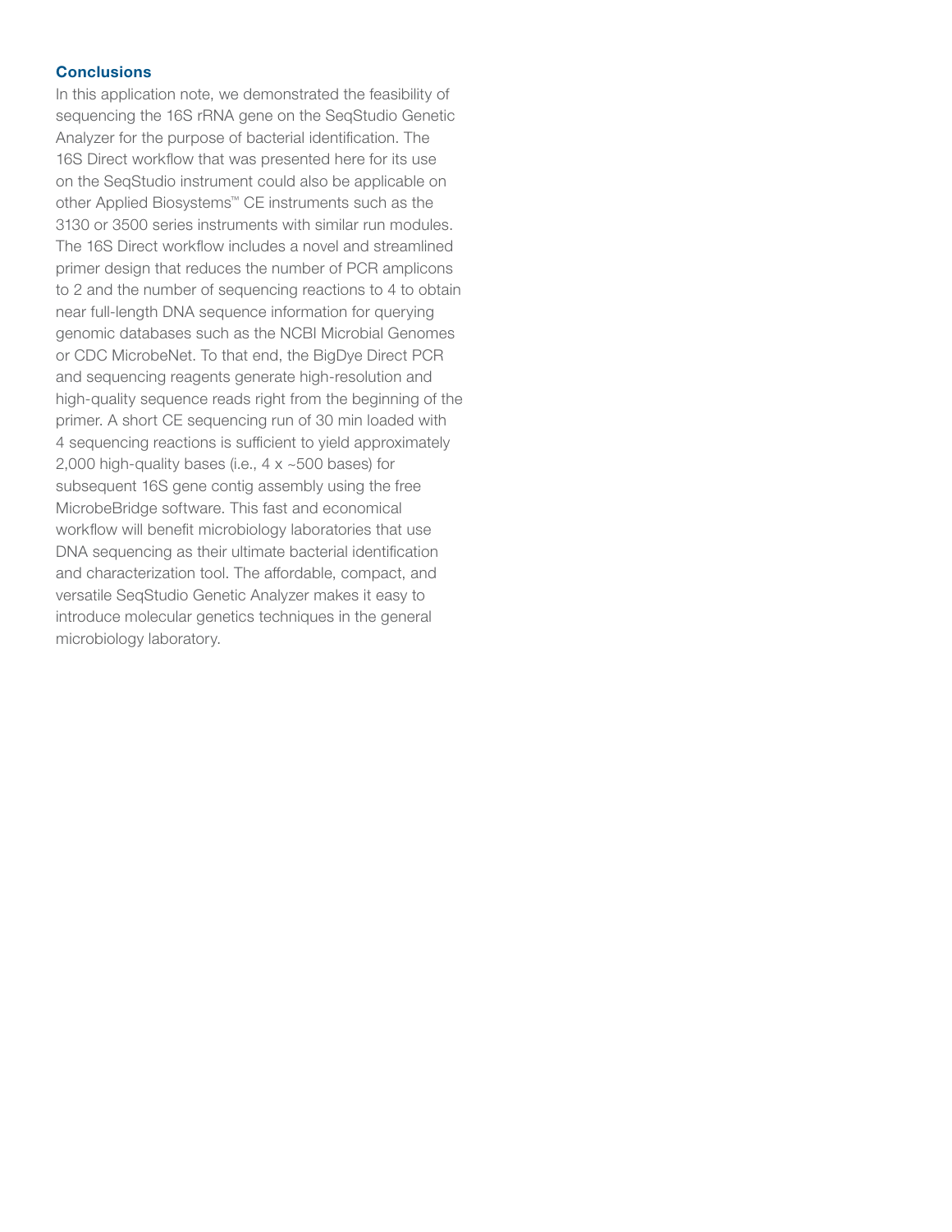## Conclusions

In this application note, we demonstrated the feasibility of sequencing the 16S rRNA gene on the SeqStudio Genetic Analyzer for the purpose of bacterial identification. The 16S Direct workflow that was presented here for its use on the SeqStudio instrument could also be applicable on other Applied Biosystems™ CE instruments such as the 3130 or 3500 series instruments with similar run modules. The 16S Direct workflow includes a novel and streamlined primer design that reduces the number of PCR amplicons to 2 and the number of sequencing reactions to 4 to obtain near full-length DNA sequence information for querying genomic databases such as the NCBI Microbial Genomes or CDC MicrobeNet. To that end, the BigDye Direct PCR and sequencing reagents generate high-resolution and high-quality sequence reads right from the beginning of the primer. A short CE sequencing run of 30 min loaded with 4 sequencing reactions is sufficient to yield approximately 2,000 high-quality bases (i.e., 4 x ~500 bases) for subsequent 16S gene contig assembly using the free MicrobeBridge software. This fast and economical workflow will benefit microbiology laboratories that use DNA sequencing as their ultimate bacterial identification and characterization tool. The affordable, compact, and versatile SeqStudio Genetic Analyzer makes it easy to introduce molecular genetics techniques in the general microbiology laboratory.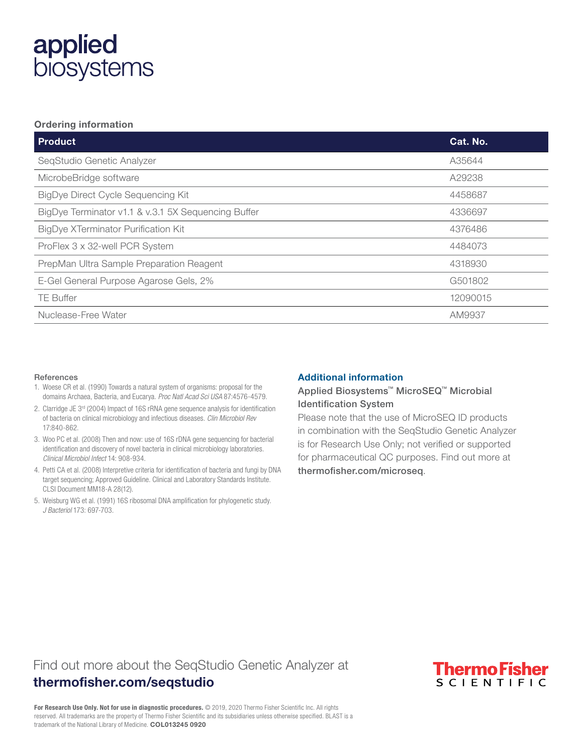applied biosystems

## Ordering information

| Product | Cat. No. |
|---|---|
| SeqStudio Genetic Analyzer | A35644 |
| MicrobeBridge software | A29238 |
| BigDye Direct Cycle Sequencing Kit | 4458687 |
| BigDye Terminator v1.1 & v.3.1 5X Sequencing Buffer | 4336697 |
| BigDye XTerminator Purification Kit | 4376486 |
| ProFlex 3 x 32-well PCR System | 4484073 |
| PrepMan Ultra Sample Preparation Reagent | 4318930 |
| E-Gel General Purpose Agarose Gels, 2% | G501802 |
| TE Buffer | 12090015 |
| Nuclease-Free Water | AM9937 |

### References

1. Woese CR et al. (1990) Towards a natural system of organisms: proposal for the domains Archaea, Bacteria, and Eucarya. *Proc Natl Acad Sci USA* 87:4576-4579.
2. Clarridge JE 3rd (2004) Impact of 16S rRNA gene sequence analysis for identification of bacteria on clinical microbiology and infectious diseases. *Clin Microbiol Rev* 17:840-862.
3. Woo PC et al. (2008) Then and now: use of 16S rDNA gene sequencing for bacterial identification and discovery of novel bacteria in clinical microbiology laboratories. *Clinical Microbiol Infect* 14: 908-934.
4. Petti CA et al. (2008) Interpretive criteria for identification of bacteria and fungi by DNA target sequencing; Approved Guideline. Clinical and Laboratory Standards Institute. CLSI Document MM18-A 28(12).
5. Weisburg WG et al. (1991) 16S ribosomal DNA amplification for phylogenetic study. *J Bacteriol* 173: 697-703.

### Additional information

**Applied Biosystems™ MicroSEQ™ Microbial Identification System**

Please note that the use of MicroSEQ ID products in combination with the SeqStudio Genetic Analyzer is for Research Use Only; not verified or supported for pharmaceutical QC purposes. Find out more at **thermofisher.com/microseq**.

Find out more about the SeqStudio Genetic Analyzer at **thermofisher.com/seqstudio**

ThermoFisher SCIENTIFIC

**For Research Use Only. Not for use in diagnostic procedures.** © 2019, 2020 Thermo Fisher Scientific Inc. All rights reserved. All trademarks are the property of Thermo Fisher Scientific and its subsidiaries unless otherwise specified. BLAST is a trademark of the National Library of Medicine. **COL013245 0920**